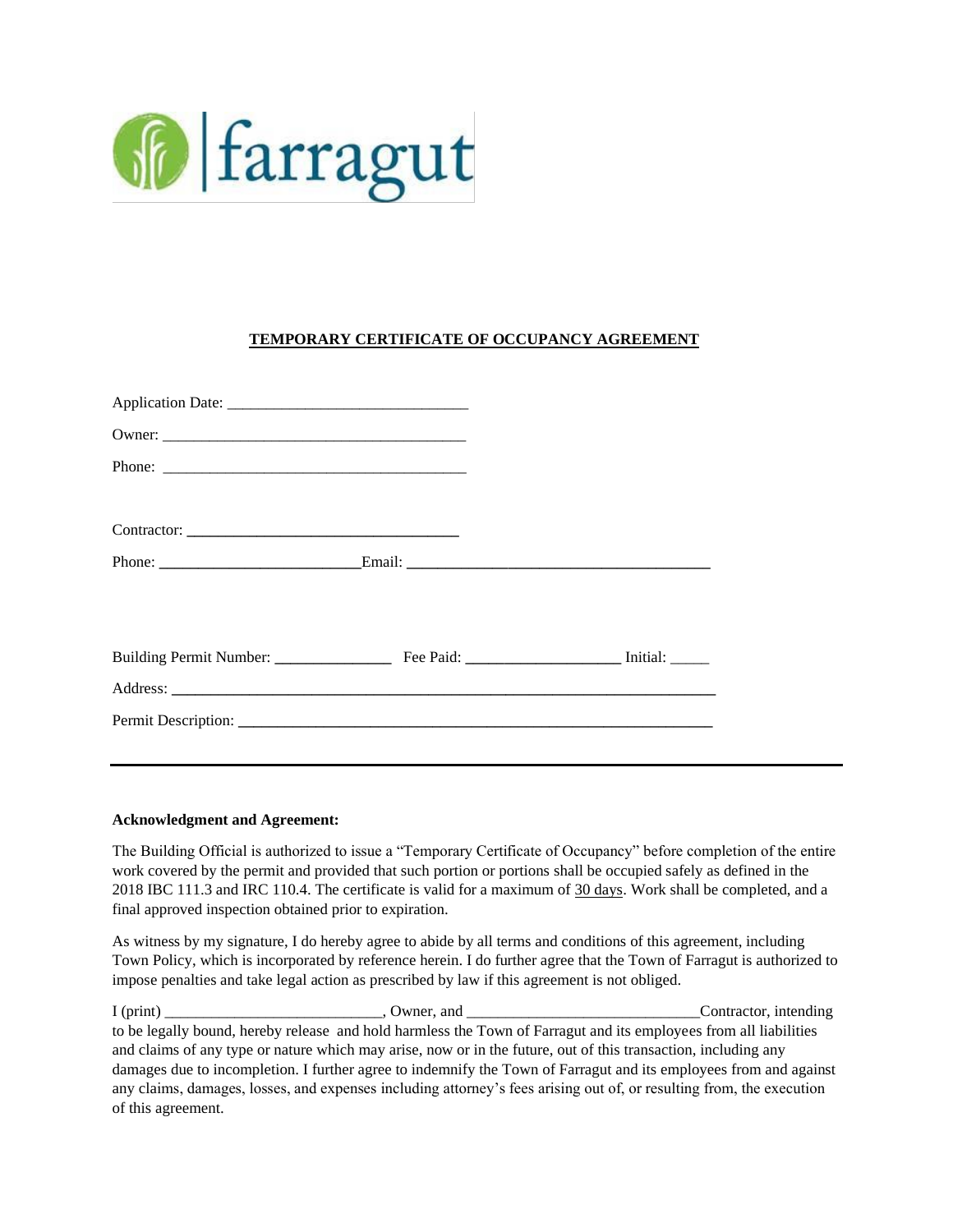farragut

# TEMPORARY CERTIFICATE OF OCCUPANCY AGREEMENT

Application Date: ______________________________

Owner: ______________________________________

Phone: ______________________________________

Contractor: __________________________________

Phone: _________________________Email: ______________________________________

Building Permit Number: ______________ Fee Paid: ___________________ Initial: _____

Address: ________________________________________________________________________

Permit Description: _______________________________________________________________

---

**Acknowledgment and Agreement:**

The Building Official is authorized to issue a "Temporary Certificate of Occupancy" before completion of the entire work covered by the permit and provided that such portion or portions shall be occupied safely as defined in the 2018 IBC 111.3 and IRC 110.4. The certificate is valid for a maximum of 30 days. Work shall be completed, and a final approved inspection obtained prior to expiration.

As witness by my signature, I do hereby agree to abide by all terms and conditions of this agreement, including Town Policy, which is incorporated by reference herein. I do further agree that the Town of Farragut is authorized to impose penalties and take legal action as prescribed by law if this agreement is not obliged.

I (print) ___________________________, Owner, and _____________________________Contractor, intending to be legally bound, hereby release and hold harmless the Town of Farragut and its employees from all liabilities and claims of any type or nature which may arise, now or in the future, out of this transaction, including any damages due to incompletion. I further agree to indemnify the Town of Farragut and its employees from and against any claims, damages, losses, and expenses including attorney's fees arising out of, or resulting from, the execution of this agreement.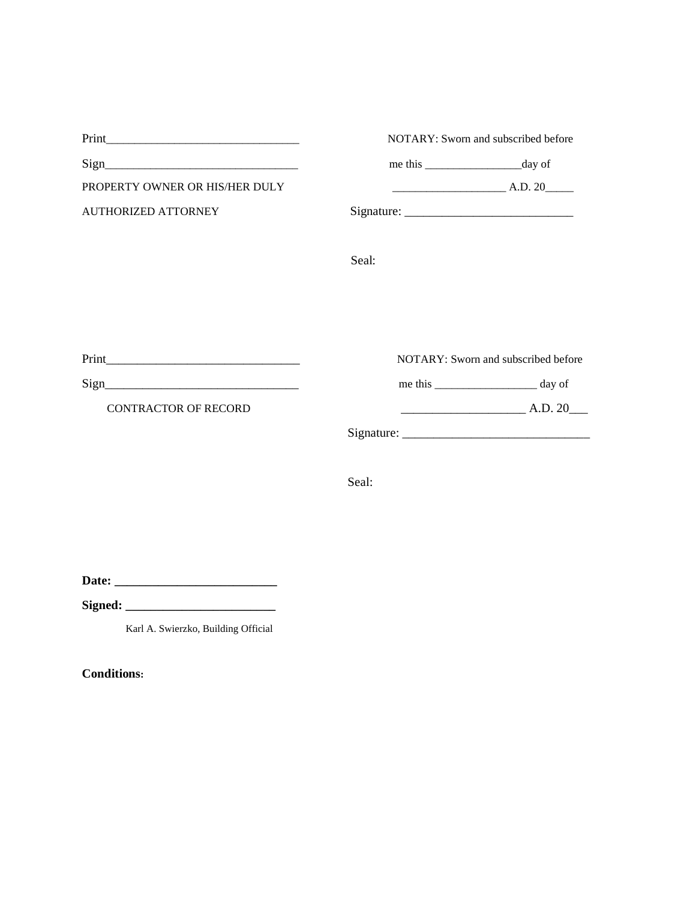Print________________________________

Sign________________________________

PROPERTY OWNER OR HIS/HER DULY

AUTHORIZED ATTORNEY

NOTARY: Sworn and subscribed before

me this _________________day of

____________________ A.D. 20_____

Signature: ___________________________

Seal:

Print________________________________

Sign________________________________

CONTRACTOR OF RECORD

NOTARY: Sworn and subscribed before

me this __________________ day of

____________________ A.D. 20___

Signature: ______________________________

Seal:

**Date: __________________________**

**Signed: ________________________**

Karl A. Swierzko, Building Official

**Conditions:**